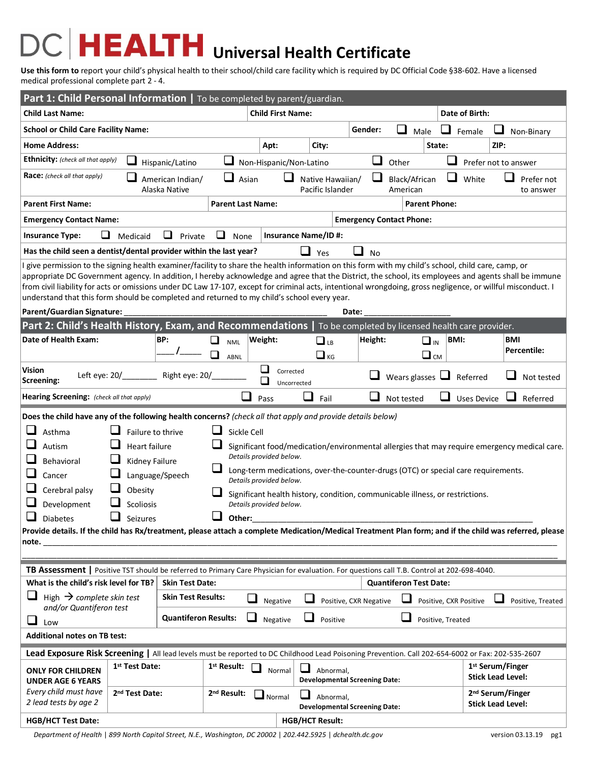# DC HEALTH Universal Health Certificate

**Use this form to** report your child's physical health to their school/child care facility which is required by DC Official Code §38-602. Have a licensed medical professional complete part 2 - 4.

## Part 1: Child Personal Information | To be completed by parent/guardian.

| | | |
|---|---|---|
| **Child Last Name:** | **Child First Name:** | **Date of Birth:** |

**School or Child Care Facility Name:** **Gender:** ❑ Male ❑ Female ❑ Non-Binary

**Home Address:** **Apt:** **City:** **State:** **ZIP:**

**Ethnicity:** *(check all that apply)* ❑ Hispanic/Latino ❑ Non-Hispanic/Non-Latino ❑ Other ❑ Prefer not to answer

**Race:** *(check all that apply)* ❑ American Indian/ Alaska Native ❑ Asian ❑ Native Hawaiian/ Pacific Islander ❑ Black/African American ❑ White ❑ Prefer not to answer

**Parent First Name:** **Parent Last Name:** **Parent Phone:**

**Emergency Contact Name:** **Emergency Contact Phone:**

**Insurance Type:** ❑ Medicaid ❑ Private ❑ None **Insurance Name/ID #:**

**Has the child seen a dentist/dental provider within the last year?** ❑ Yes ❑ No

I give permission to the signing health examiner/facility to share the health information on this form with my child's school, child care, camp, or appropriate DC Government agency. In addition, I hereby acknowledge and agree that the District, the school, its employees and agents shall be immune from civil liability for acts or omissions under DC Law 17-107, except for criminal acts, intentional wrongdoing, gross negligence, or willful misconduct. I understand that this form should be completed and returned to my child's school every year.

**Parent/Guardian Signature:** ______________________________ **Date:** __________________

## Part 2: Child's Health History, Exam, and Recommendations | To be completed by licensed health care provider.

**Date of Health Exam:** **BP:** ____/_____ ❑ NML ❑ ABNL **Weight:** ❑ LB ❑ KG **Height:** ❑ IN ❑ CM **BMI:** **BMI Percentile:**

**Vision Screening:** Left eye: 20/________ Right eye: 20/________ ❑ Corrected ❑ Uncorrected ❑ Wears glasses ❑ Referred ❑ Not tested

**Hearing Screening:** *(check all that apply)* ❑ Pass ❑ Fail ❑ Not tested ❑ Uses Device ❑ Referred

**Does the child have any of the following health concerns?** *(check all that apply and provide details below)*

| | | |
|---|---|---|
| ❑ Asthma | ❑ Failure to thrive | ❑ Sickle Cell |
| ❑ Autism | ❑ Heart failure | ❑ Significant food/medication/environmental allergies that may require emergency medical care. *Details provided below.* |
| ❑ Behavioral | ❑ Kidney Failure | |
| ❑ Cancer | ❑ Language/Speech | ❑ Long-term medications, over-the-counter-drugs (OTC) or special care requirements. *Details provided below.* |
| ❑ Cerebral palsy | ❑ Obesity | ❑ Significant health history, condition, communicable illness, or restrictions. *Details provided below.* |
| ❑ Development | ❑ Scoliosis | |
| ❑ Diabetes | ❑ Seizures | ❑ **Other:**______________________________ |

**Provide details. If the child has Rx/treatment, please attach a complete Medication/Medical Treatment Plan form; and if the child was referred, please note.** ______________________________________________

______________________________________________

### TB Assessment | Positive TST should be referred to Primary Care Physician for evaluation. For questions call T.B. Control at 202-698-4040.

| **What is the child's risk level for TB?** | **Skin Test Date:** | **Quantiferon Test Date:** |
|---|---|---|
| ❑ High → *complete skin test and/or Quantiferon test* | **Skin Test Results:** ❑ Negative ❑ Positive, CXR Negative ❑ Positive, CXR Positive ❑ Positive, Treated | |
| ❑ Low | **Quantiferon Results:** ❑ Negative ❑ Positive ❑ Positive, Treated | |

**Additional notes on TB test:**

### Lead Exposure Risk Screening | All lead levels must be reported to DC Childhood Lead Poisoning Prevention. Call 202-654-6002 or Fax: 202-535-2607

| **ONLY FOR CHILDREN UNDER AGE 6 YEARS** *Every child must have 2 lead tests by age 2* | **1st Test Date:** | **1st Result:** ❑ Normal ❑ Abnormal, **Developmental Screening Date:** | **1st Serum/Finger Stick Lead Level:** |
|---|---|---|---|
| | **2nd Test Date:** | **2nd Result:** ❑ Normal ❑ Abnormal, **Developmental Screening Date:** | **2nd Serum/Finger Stick Lead Level:** |

**HGB/HCT Test Date:** **HGB/HCT Result:**

*Department of Health | 899 North Capitol Street, N.E., Washington, DC 20002 | 202.442.5925 | dchealth.dc.gov* version 03.13.19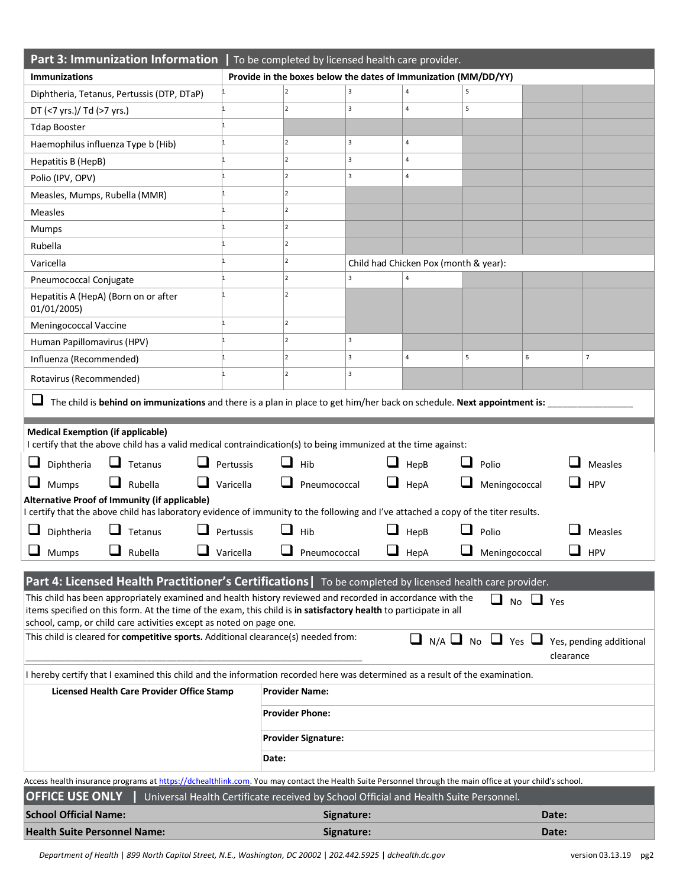## Part 3: Immunization Information | To be completed by licensed health care provider.

| Immunizations | Provide in the boxes below the dates of Immunization (MM/DD/YY) | | | | | | |
|---|---|---|---|---|---|---|---|
| Diphtheria, Tetanus, Pertussis (DTP, DTaP) | 1 | 2 | 3 | 4 | 5 | | |
| DT (<7 yrs.)/ Td (>7 yrs.) | 1 | 2 | 3 | 4 | 5 | | |
| Tdap Booster | 1 | | | | | | |
| Haemophilus influenza Type b (Hib) | 1 | 2 | 3 | 4 | | | |
| Hepatitis B (HepB) | 1 | 2 | 3 | 4 | | | |
| Polio (IPV, OPV) | 1 | 2 | 3 | 4 | | | |
| Measles, Mumps, Rubella (MMR) | 1 | 2 | | | | | |
| Measles | 1 | 2 | | | | | |
| Mumps | 1 | 2 | | | | | |
| Rubella | 1 | 2 | | | | | |
| Varicella | 1 | 2 | Child had Chicken Pox (month & year): | | | | |
| Pneumococcal Conjugate | 1 | 2 | 3 | 4 | | | |
| Hepatitis A (HepA) (Born on or after 01/01/2005) | 1 | 2 | | | | | |
| Meningococcal Vaccine | 1 | 2 | | | | | |
| Human Papillomavirus (HPV) | 1 | 2 | 3 | | | | |
| Influenza (Recommended) | 1 | 2 | 3 | 4 | 5 | 6 | 7 |
| Rotavirus (Recommended) | 1 | 2 | 3 | | | | |

☐ The child is **behind on immunizations** and there is a plan in place to get him/her back on schedule. **Next appointment is:** ________________

**Medical Exemption (if applicable)**
I certify that the above child has a valid medical contraindication(s) to being immunized at the time against:

☐ Diphtheria ☐ Tetanus ☐ Pertussis ☐ Hib ☐ HepB ☐ Polio ☐ Measles
☐ Mumps ☐ Rubella ☐ Varicella ☐ Pneumococcal ☐ HepA ☐ Meningococcal ☐ HPV

**Alternative Proof of Immunity (if applicable)**
I certify that the above child has laboratory evidence of immunity to the following and I've attached a copy of the titer results.

☐ Diphtheria ☐ Tetanus ☐ Pertussis ☐ Hib ☐ HepB ☐ Polio ☐ Measles
☐ Mumps ☐ Rubella ☐ Varicella ☐ Pneumococcal ☐ HepA ☐ Meningococcal ☐ HPV

## Part 4: Licensed Health Practitioner's Certifications | To be completed by licensed health care provider.

This child has been appropriately examined and health history reviewed and recorded in accordance with the items specified on this form. At the time of the exam, this child is **in satisfactory health** to participate in all school, camp, or child care activities except as noted on page one. ☐ No ☐ Yes

This child is cleared for **competitive sports.** Additional clearance(s) needed from: ________________________________________ ☐ N/A ☐ No ☐ Yes ☐ Yes, pending additional clearance

I hereby certify that I examined this child and the information recorded here was determined as a result of the examination.

| Licensed Health Care Provider Office Stamp | |
|---|---|
| | **Provider Name:** |
| | **Provider Phone:** |
| | **Provider Signature:** |
| | **Date:** |

Access health insurance programs at https://dchealthlink.com. You may contact the Health Suite Personnel through the main office at your child's school.

## OFFICE USE ONLY | Universal Health Certificate received by School Official and Health Suite Personnel.

| | | |
|---|---|---|
| **School Official Name:** | **Signature:** | **Date:** |
| **Health Suite Personnel Name:** | **Signature:** | **Date:** |

*Department of Health | 899 North Capitol Street, N.E., Washington, DC 20002 | 202.442.5925 | dchealth.dc.gov*

version 03.13.19